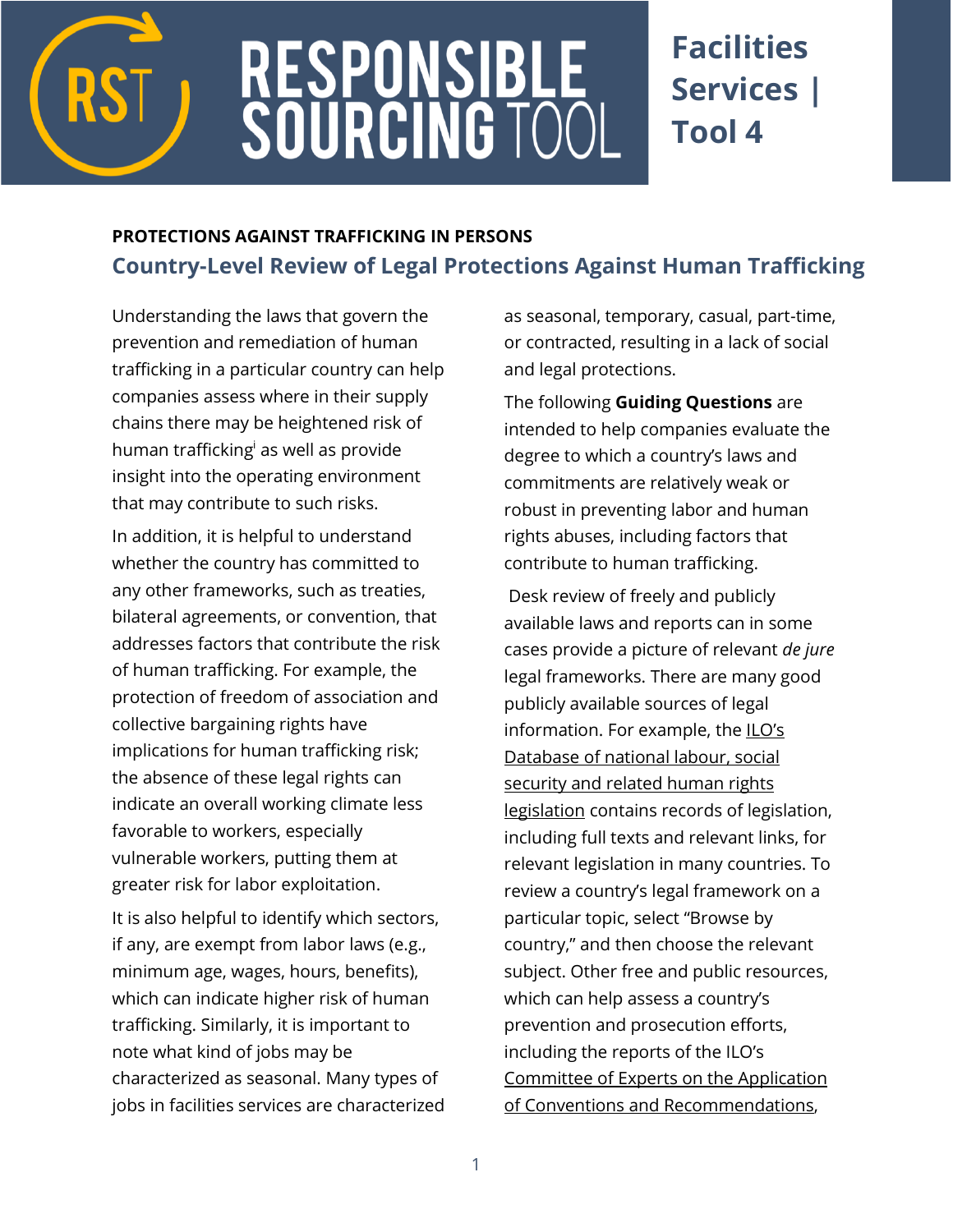# RESPONSIBLE SOURCING TOOL

**Facilities Services | Tool 4**

**PROTECTIONS AGAINST TRAFFICKING IN PERSONS**

## Country-Level Review of Legal Protections Against Human Trafficking

Understanding the laws that govern the prevention and remediation of human trafficking in a particular country can help companies assess where in their supply chains there may be heightened risk of human trafficking[i] as well as provide insight into the operating environment that may contribute to such risks.

In addition, it is helpful to understand whether the country has committed to any other frameworks, such as treaties, bilateral agreements, or convention, that addresses factors that contribute the risk of human trafficking. For example, the protection of freedom of association and collective bargaining rights have implications for human trafficking risk; the absence of these legal rights can indicate an overall working climate less favorable to workers, especially vulnerable workers, putting them at greater risk for labor exploitation.

It is also helpful to identify which sectors, if any, are exempt from labor laws (e.g., minimum age, wages, hours, benefits), which can indicate higher risk of human trafficking. Similarly, it is important to note what kind of jobs may be characterized as seasonal. Many types of jobs in facilities services are characterized as seasonal, temporary, casual, part-time, or contracted, resulting in a lack of social and legal protections.

The following **Guiding Questions** are intended to help companies evaluate the degree to which a country's laws and commitments are relatively weak or robust in preventing labor and human rights abuses, including factors that contribute to human trafficking.

Desk review of freely and publicly available laws and reports can in some cases provide a picture of relevant *de jure* legal frameworks. There are many good publicly available sources of legal information. For example, the ILO's Database of national labour, social security and related human rights legislation contains records of legislation, including full texts and relevant links, for relevant legislation in many countries. To review a country's legal framework on a particular topic, select "Browse by country," and then choose the relevant subject. Other free and public resources, which can help assess a country's prevention and prosecution efforts, including the reports of the ILO's Committee of Experts on the Application of Conventions and Recommendations,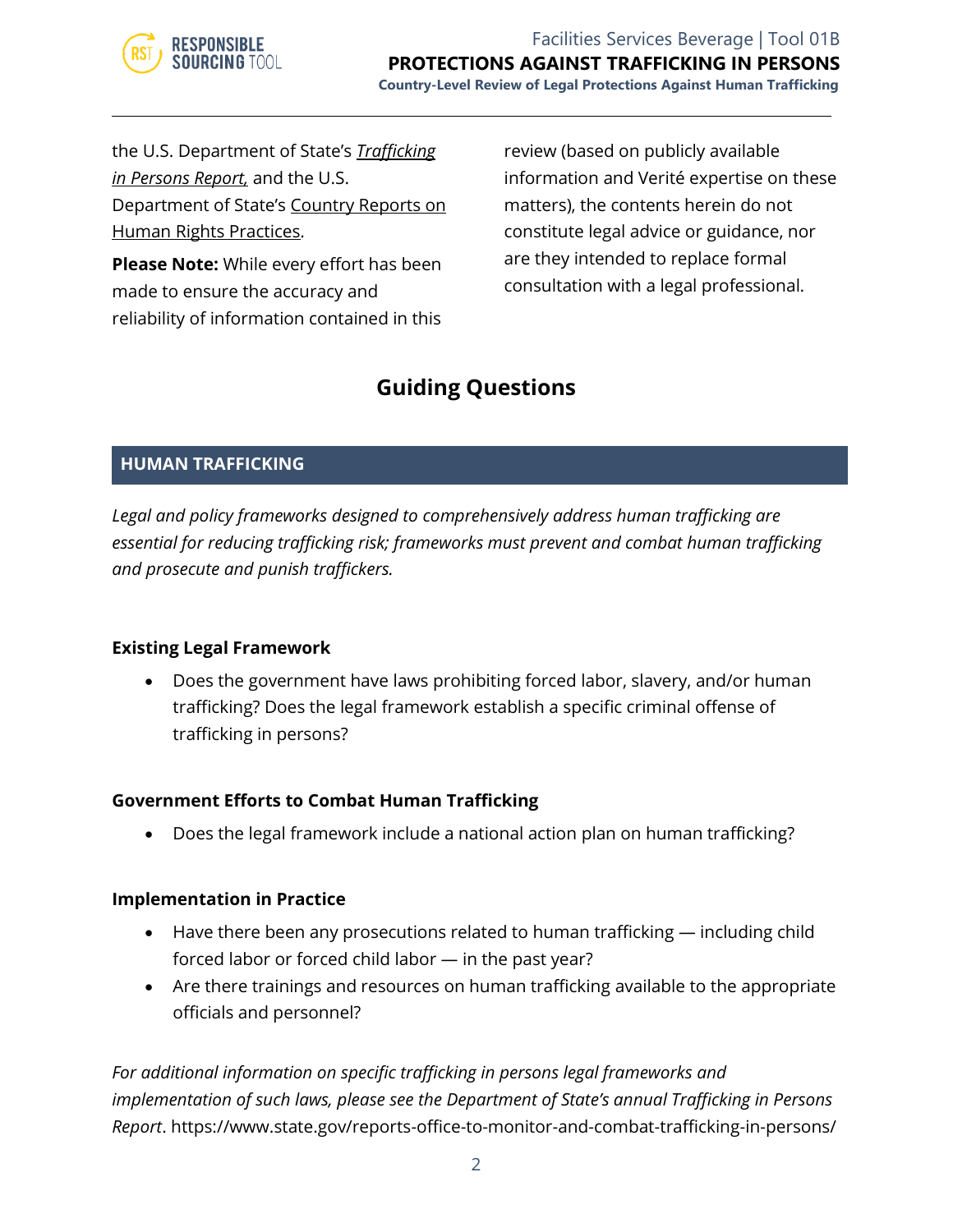the U.S. Department of State's *Trafficking in Persons Report,* and the U.S. Department of State's Country Reports on Human Rights Practices.

**Please Note:** While every effort has been made to ensure the accuracy and reliability of information contained in this review (based on publicly available information and Verité expertise on these matters), the contents herein do not constitute legal advice or guidance, nor are they intended to replace formal consultation with a legal professional.

## Guiding Questions

### HUMAN TRAFFICKING

*Legal and policy frameworks designed to comprehensively address human trafficking are essential for reducing trafficking risk; frameworks must prevent and combat human trafficking and prosecute and punish traffickers.*

**Existing Legal Framework**

- Does the government have laws prohibiting forced labor, slavery, and/or human trafficking? Does the legal framework establish a specific criminal offense of trafficking in persons?

**Government Efforts to Combat Human Trafficking**

- Does the legal framework include a national action plan on human trafficking?

**Implementation in Practice**

- Have there been any prosecutions related to human trafficking — including child forced labor or forced child labor — in the past year?
- Are there trainings and resources on human trafficking available to the appropriate officials and personnel?

*For additional information on specific trafficking in persons legal frameworks and implementation of such laws, please see the Department of State's annual Trafficking in Persons Report*. https://www.state.gov/reports-office-to-monitor-and-combat-trafficking-in-persons/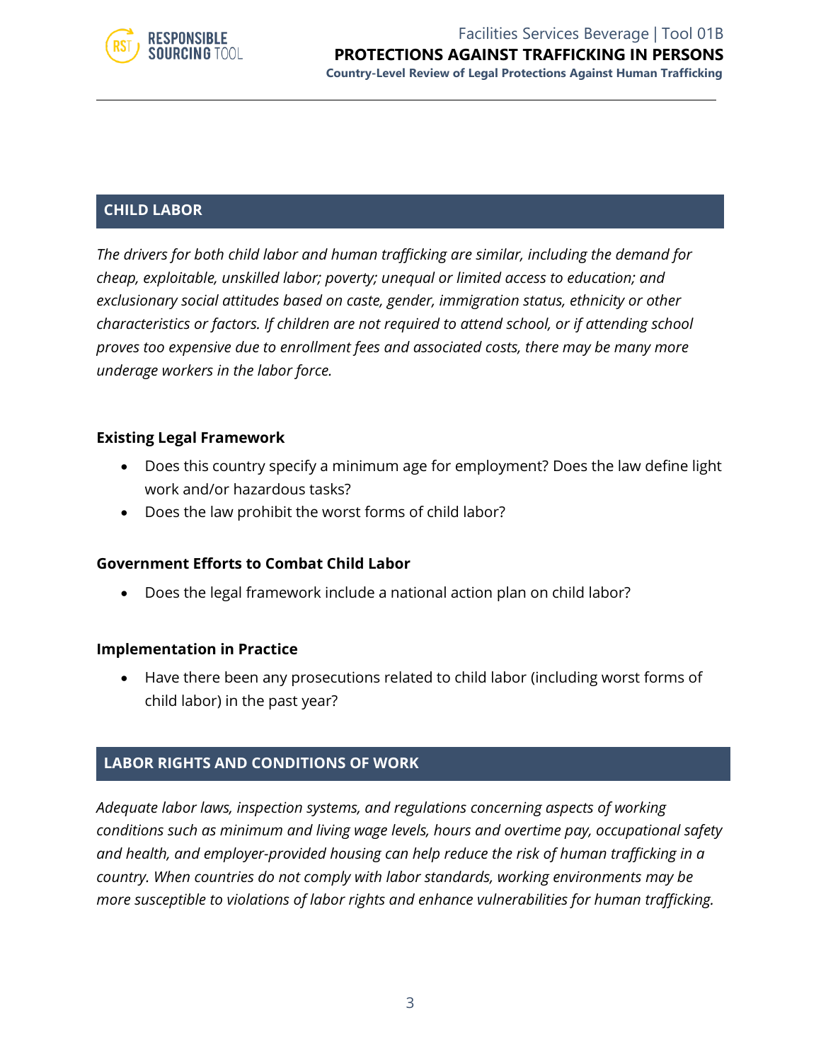## CHILD LABOR

*The drivers for both child labor and human trafficking are similar, including the demand for cheap, exploitable, unskilled labor; poverty; unequal or limited access to education; and exclusionary social attitudes based on caste, gender, immigration status, ethnicity or other characteristics or factors. If children are not required to attend school, or if attending school proves too expensive due to enrollment fees and associated costs, there may be many more underage workers in the labor force.*

### Existing Legal Framework

- Does this country specify a minimum age for employment? Does the law define light work and/or hazardous tasks?
- Does the law prohibit the worst forms of child labor?

### Government Efforts to Combat Child Labor

- Does the legal framework include a national action plan on child labor?

### Implementation in Practice

- Have there been any prosecutions related to child labor (including worst forms of child labor) in the past year?

## LABOR RIGHTS AND CONDITIONS OF WORK

*Adequate labor laws, inspection systems, and regulations concerning aspects of working conditions such as minimum and living wage levels, hours and overtime pay, occupational safety and health, and employer-provided housing can help reduce the risk of human trafficking in a country. When countries do not comply with labor standards, working environments may be more susceptible to violations of labor rights and enhance vulnerabilities for human trafficking.*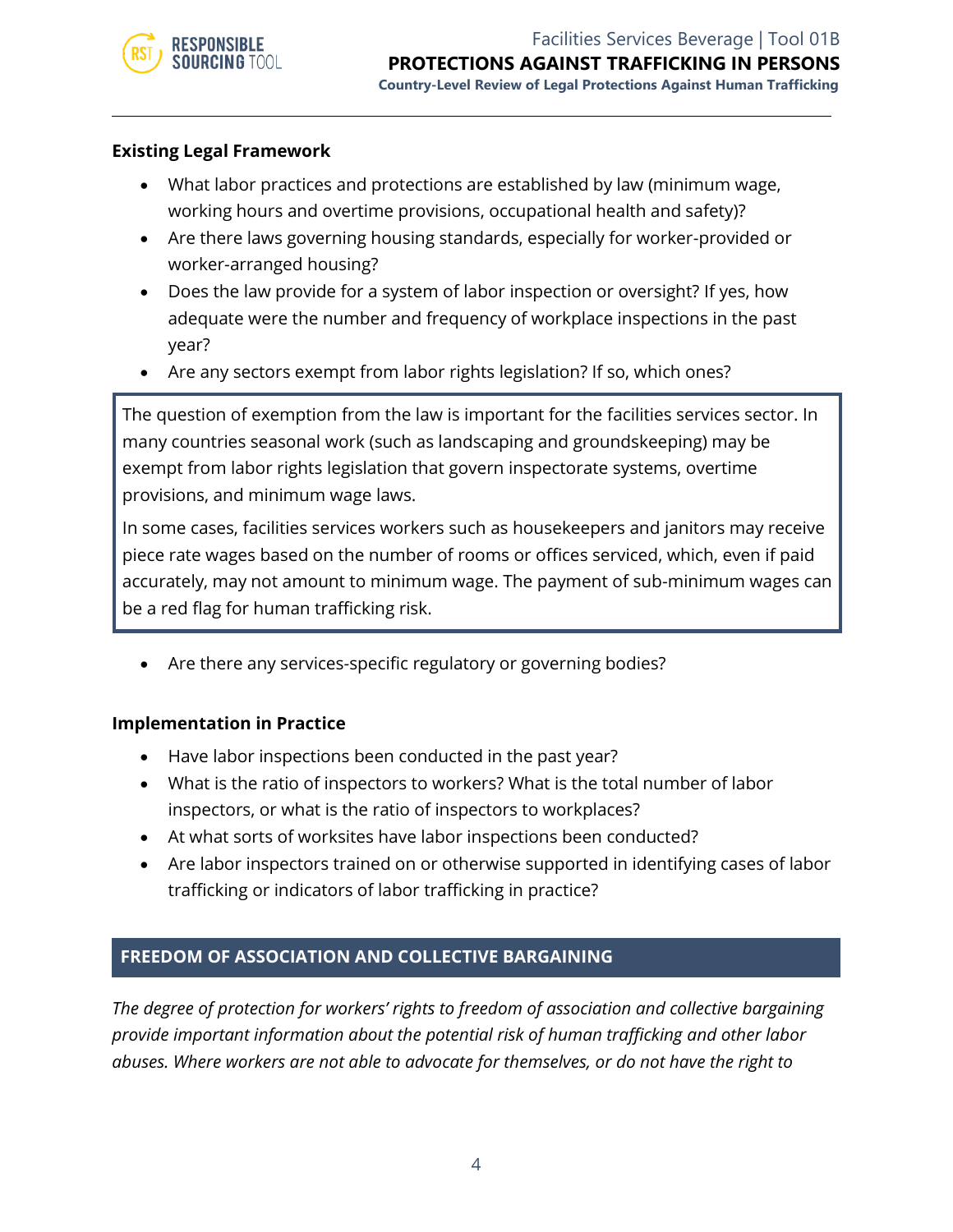**Existing Legal Framework**

- What labor practices and protections are established by law (minimum wage, working hours and overtime provisions, occupational health and safety)?
- Are there laws governing housing standards, especially for worker-provided or worker-arranged housing?
- Does the law provide for a system of labor inspection or oversight? If yes, how adequate were the number and frequency of workplace inspections in the past year?
- Are any sectors exempt from labor rights legislation? If so, which ones?

> The question of exemption from the law is important for the facilities services sector. In many countries seasonal work (such as landscaping and groundskeeping) may be exempt from labor rights legislation that govern inspectorate systems, overtime provisions, and minimum wage laws.
>
> In some cases, facilities services workers such as housekeepers and janitors may receive piece rate wages based on the number of rooms or offices serviced, which, even if paid accurately, may not amount to minimum wage. The payment of sub-minimum wages can be a red flag for human trafficking risk.

- Are there any services-specific regulatory or governing bodies?

**Implementation in Practice**

- Have labor inspections been conducted in the past year?
- What is the ratio of inspectors to workers? What is the total number of labor inspectors, or what is the ratio of inspectors to workplaces?
- At what sorts of worksites have labor inspections been conducted?
- Are labor inspectors trained on or otherwise supported in identifying cases of labor trafficking or indicators of labor trafficking in practice?

## FREEDOM OF ASSOCIATION AND COLLECTIVE BARGAINING

*The degree of protection for workers' rights to freedom of association and collective bargaining provide important information about the potential risk of human trafficking and other labor abuses. Where workers are not able to advocate for themselves, or do not have the right to*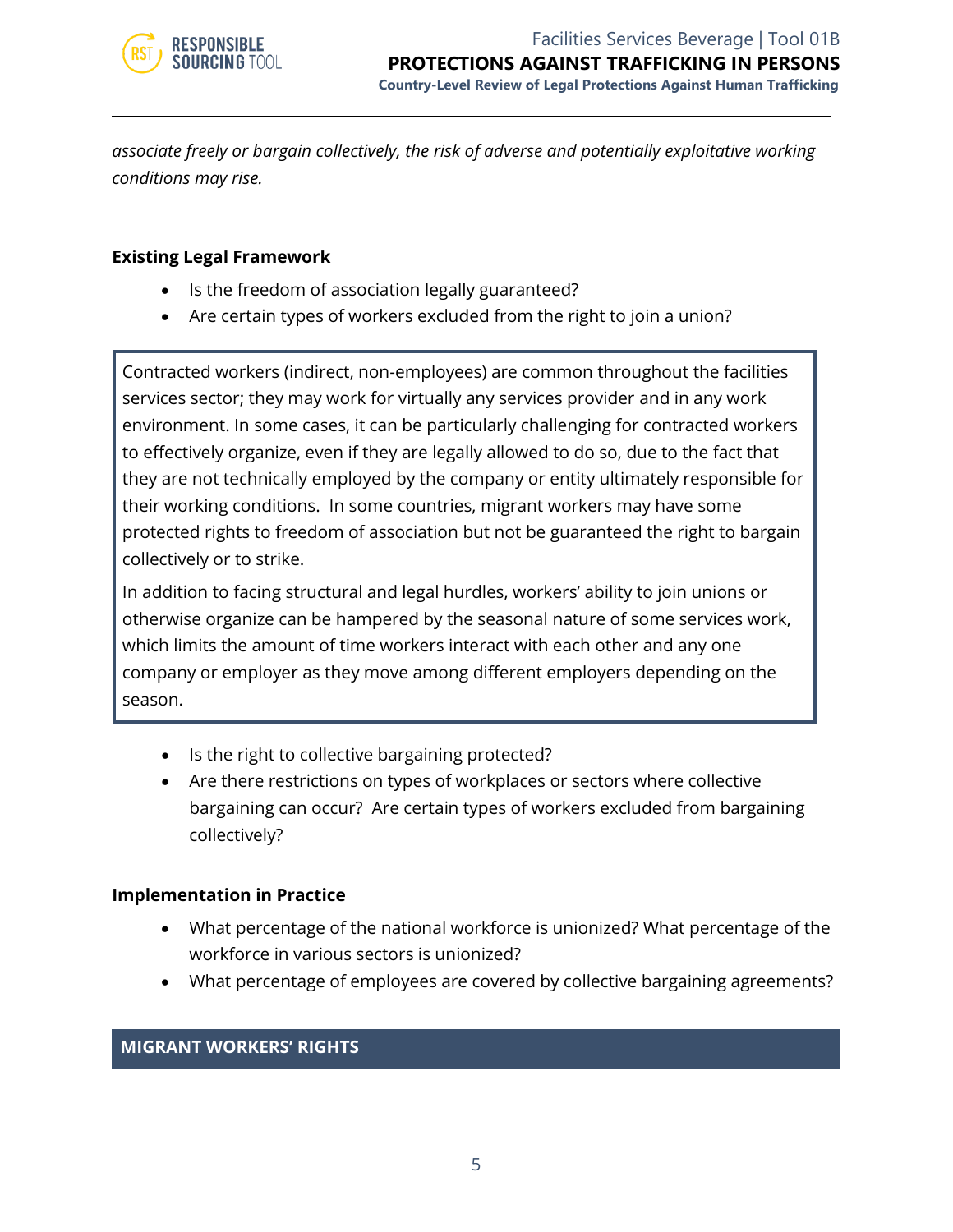*associate freely or bargain collectively, the risk of adverse and potentially exploitative working conditions may rise.*

### Existing Legal Framework

- Is the freedom of association legally guaranteed?
- Are certain types of workers excluded from the right to join a union?

> Contracted workers (indirect, non-employees) are common throughout the facilities services sector; they may work for virtually any services provider and in any work environment. In some cases, it can be particularly challenging for contracted workers to effectively organize, even if they are legally allowed to do so, due to the fact that they are not technically employed by the company or entity ultimately responsible for their working conditions. In some countries, migrant workers may have some protected rights to freedom of association but not be guaranteed the right to bargain collectively or to strike.
>
> In addition to facing structural and legal hurdles, workers' ability to join unions or otherwise organize can be hampered by the seasonal nature of some services work, which limits the amount of time workers interact with each other and any one company or employer as they move among different employers depending on the season.

- Is the right to collective bargaining protected?
- Are there restrictions on types of workplaces or sectors where collective bargaining can occur? Are certain types of workers excluded from bargaining collectively?

### Implementation in Practice

- What percentage of the national workforce is unionized? What percentage of the workforce in various sectors is unionized?
- What percentage of employees are covered by collective bargaining agreements?

## MIGRANT WORKERS' RIGHTS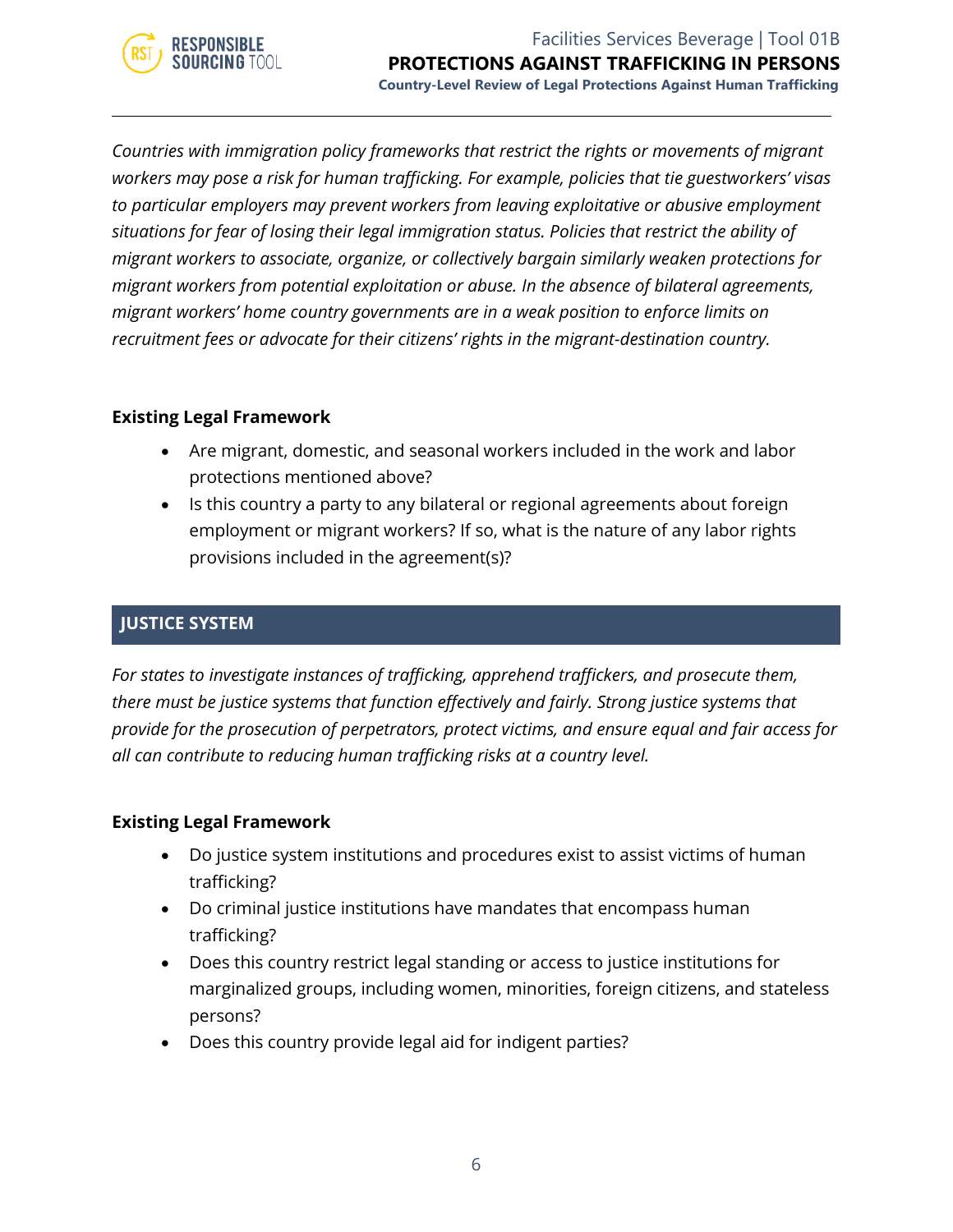*Countries with immigration policy frameworks that restrict the rights or movements of migrant workers may pose a risk for human trafficking. For example, policies that tie guestworkers' visas to particular employers may prevent workers from leaving exploitative or abusive employment situations for fear of losing their legal immigration status. Policies that restrict the ability of migrant workers to associate, organize, or collectively bargain similarly weaken protections for migrant workers from potential exploitation or abuse. In the absence of bilateral agreements, migrant workers' home country governments are in a weak position to enforce limits on recruitment fees or advocate for their citizens' rights in the migrant-destination country.*

**Existing Legal Framework**

- Are migrant, domestic, and seasonal workers included in the work and labor protections mentioned above?
- Is this country a party to any bilateral or regional agreements about foreign employment or migrant workers? If so, what is the nature of any labor rights provisions included in the agreement(s)?

## JUSTICE SYSTEM

*For states to investigate instances of trafficking, apprehend traffickers, and prosecute them, there must be justice systems that function effectively and fairly. Strong justice systems that provide for the prosecution of perpetrators, protect victims, and ensure equal and fair access for all can contribute to reducing human trafficking risks at a country level.*

**Existing Legal Framework**

- Do justice system institutions and procedures exist to assist victims of human trafficking?
- Do criminal justice institutions have mandates that encompass human trafficking?
- Does this country restrict legal standing or access to justice institutions for marginalized groups, including women, minorities, foreign citizens, and stateless persons?
- Does this country provide legal aid for indigent parties?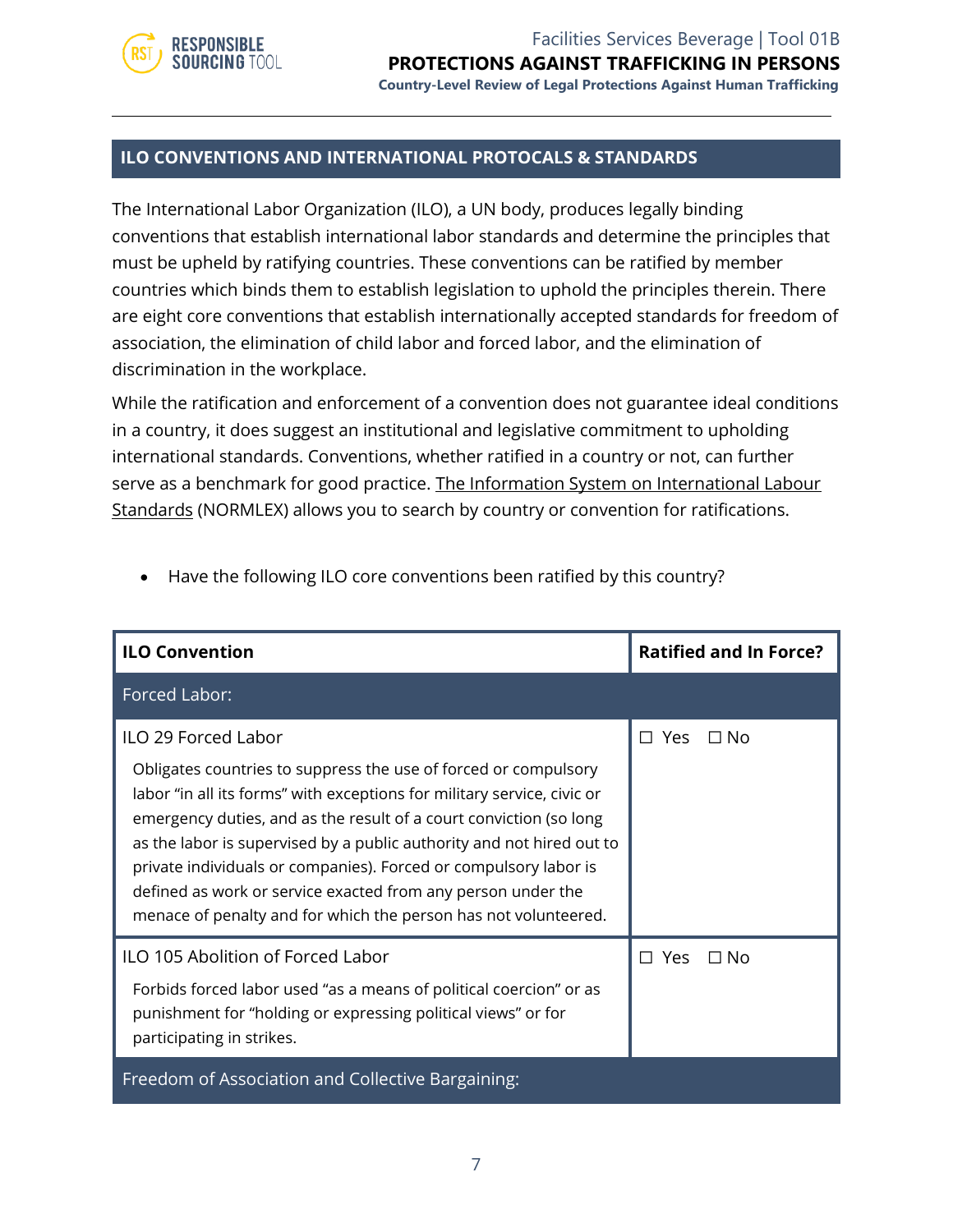## ILO CONVENTIONS AND INTERNATIONAL PROTOCALS & STANDARDS

The International Labor Organization (ILO), a UN body, produces legally binding conventions that establish international labor standards and determine the principles that must be upheld by ratifying countries. These conventions can be ratified by member countries which binds them to establish legislation to uphold the principles therein. There are eight core conventions that establish internationally accepted standards for freedom of association, the elimination of child labor and forced labor, and the elimination of discrimination in the workplace.

While the ratification and enforcement of a convention does not guarantee ideal conditions in a country, it does suggest an institutional and legislative commitment to upholding international standards. Conventions, whether ratified in a country or not, can further serve as a benchmark for good practice. The Information System on International Labour Standards (NORMLEX) allows you to search by country or convention for ratifications.

- Have the following ILO core conventions been ratified by this country?

| ILO Convention | Ratified and In Force? |
| --- | --- |
| **Forced Labor:** | |
| ILO 29 Forced Labor<br>Obligates countries to suppress the use of forced or compulsory labor “in all its forms” with exceptions for military service, civic or emergency duties, and as the result of a court conviction (so long as the labor is supervised by a public authority and not hired out to private individuals or companies). Forced or compulsory labor is defined as work or service exacted from any person under the menace of penalty and for which the person has not volunteered. | ☐ Yes ☐ No |
| ILO 105 Abolition of Forced Labor<br>Forbids forced labor used “as a means of political coercion” or as punishment for “holding or expressing political views” or for participating in strikes. | ☐ Yes ☐ No |
| **Freedom of Association and Collective Bargaining:** | |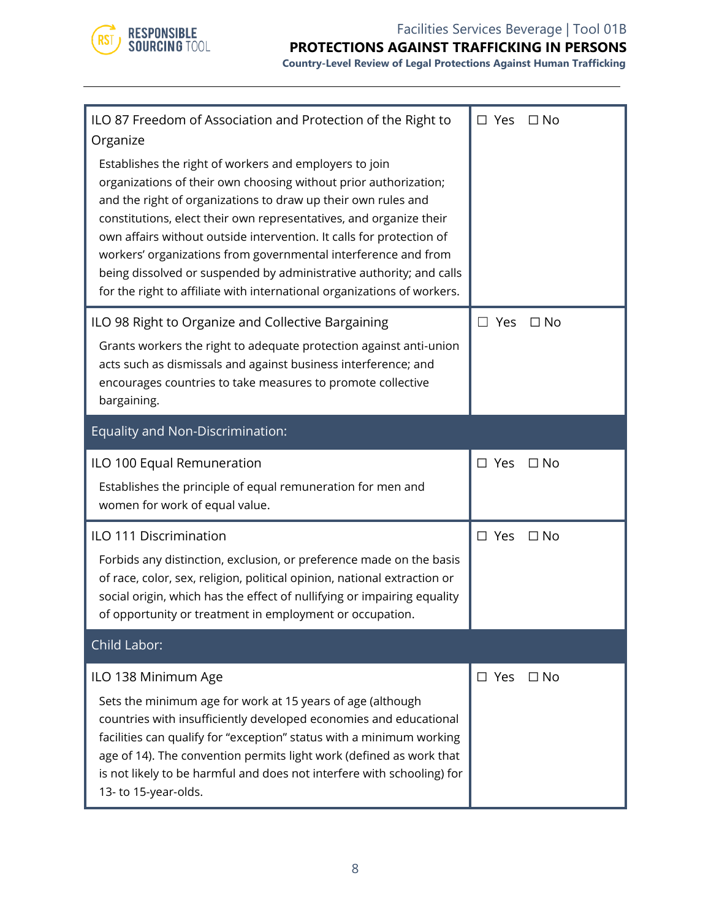| | |
|---|---|
| ILO 87 Freedom of Association and Protection of the Right to Organize<br><br>Establishes the right of workers and employers to join organizations of their own choosing without prior authorization; and the right of organizations to draw up their own rules and constitutions, elect their own representatives, and organize their own affairs without outside intervention. It calls for protection of workers' organizations from governmental interference and from being dissolved or suspended by administrative authority; and calls for the right to affiliate with international organizations of workers. | ☐ Yes ☐ No |
| ILO 98 Right to Organize and Collective Bargaining<br><br>Grants workers the right to adequate protection against anti-union acts such as dismissals and against business interference; and encourages countries to take measures to promote collective bargaining. | ☐ Yes ☐ No |
| **Equality and Non-Discrimination:** | |
| ILO 100 Equal Remuneration<br><br>Establishes the principle of equal remuneration for men and women for work of equal value. | ☐ Yes ☐ No |
| ILO 111 Discrimination<br><br>Forbids any distinction, exclusion, or preference made on the basis of race, color, sex, religion, political opinion, national extraction or social origin, which has the effect of nullifying or impairing equality of opportunity or treatment in employment or occupation. | ☐ Yes ☐ No |
| **Child Labor:** | |
| ILO 138 Minimum Age<br><br>Sets the minimum age for work at 15 years of age (although countries with insufficiently developed economies and educational facilities can qualify for "exception" status with a minimum working age of 14). The convention permits light work (defined as work that is not likely to be harmful and does not interfere with schooling) for 13- to 15-year-olds. | ☐ Yes ☐ No |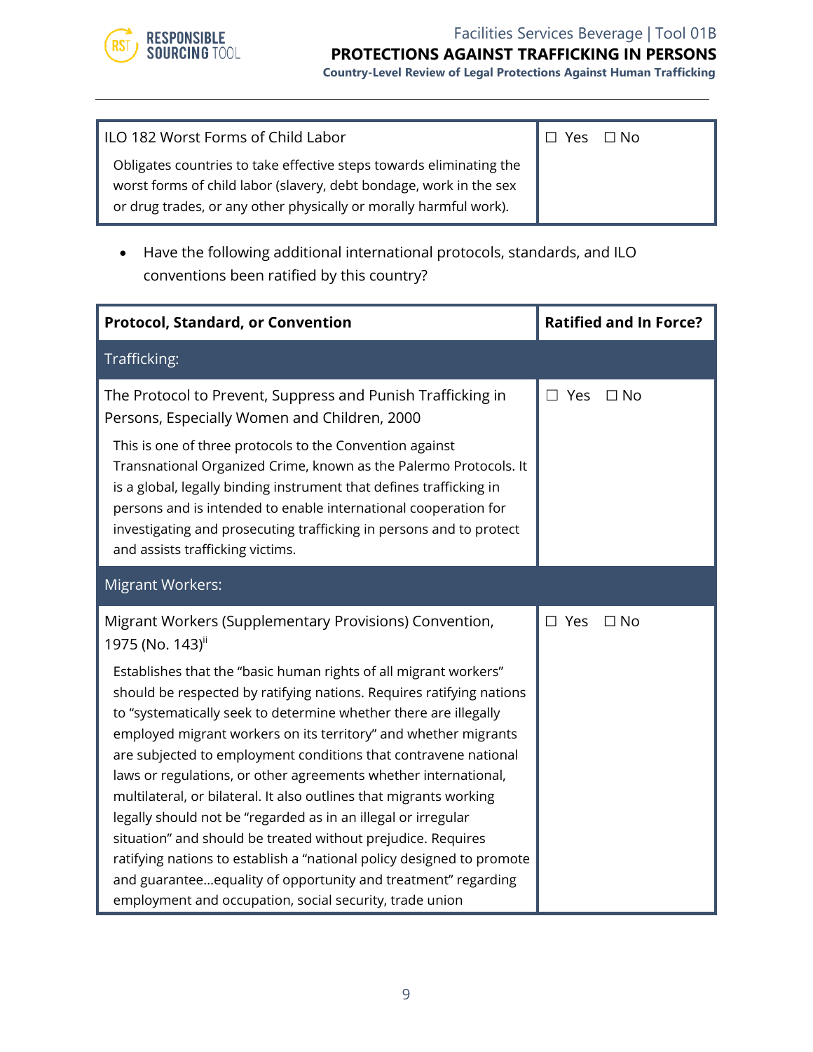| ILO 182 Worst Forms of Child Labor<br><br>Obligates countries to take effective steps towards eliminating the worst forms of child labor (slavery, debt bondage, work in the sex or drug trades, or any other physically or morally harmful work). | ☐ Yes ☐ No |
|---|---|

- Have the following additional international protocols, standards, and ILO conventions been ratified by this country?

| Protocol, Standard, or Convention | Ratified and In Force? |
|---|---|
| Trafficking: | |
| The Protocol to Prevent, Suppress and Punish Trafficking in Persons, Especially Women and Children, 2000<br><br>This is one of three protocols to the Convention against Transnational Organized Crime, known as the Palermo Protocols. It is a global, legally binding instrument that defines trafficking in persons and is intended to enable international cooperation for investigating and prosecuting trafficking in persons and to protect and assists trafficking victims. | ☐ Yes ☐ No |
| Migrant Workers: | |
| Migrant Workers (Supplementary Provisions) Convention, 1975 (No. 143)[ii]<br><br>Establishes that the "basic human rights of all migrant workers" should be respected by ratifying nations. Requires ratifying nations to "systematically seek to determine whether there are illegally employed migrant workers on its territory" and whether migrants are subjected to employment conditions that contravene national laws or regulations, or other agreements whether international, multilateral, or bilateral. It also outlines that migrants working legally should not be "regarded as in an illegal or irregular situation" and should be treated without prejudice. Requires ratifying nations to establish a "national policy designed to promote and guarantee…equality of opportunity and treatment" regarding employment and occupation, social security, trade union | ☐ Yes ☐ No |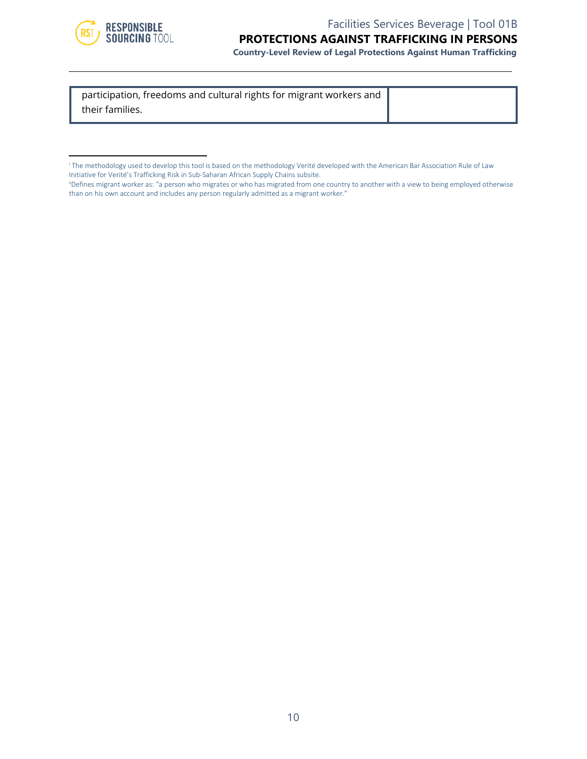| | |
|---|---|
| participation, freedoms and cultural rights for migrant workers and their families. | |

---

[i] The methodology used to develop this tool is based on the methodology Verité developed with the American Bar Association Rule of Law Initiative for Verité's Trafficking Risk in Sub-Saharan African Supply Chains subsite.

[ii] Defines migrant worker as: "a person who migrates or who has migrated from one country to another with a view to being employed otherwise than on his own account and includes any person regularly admitted as a migrant worker."